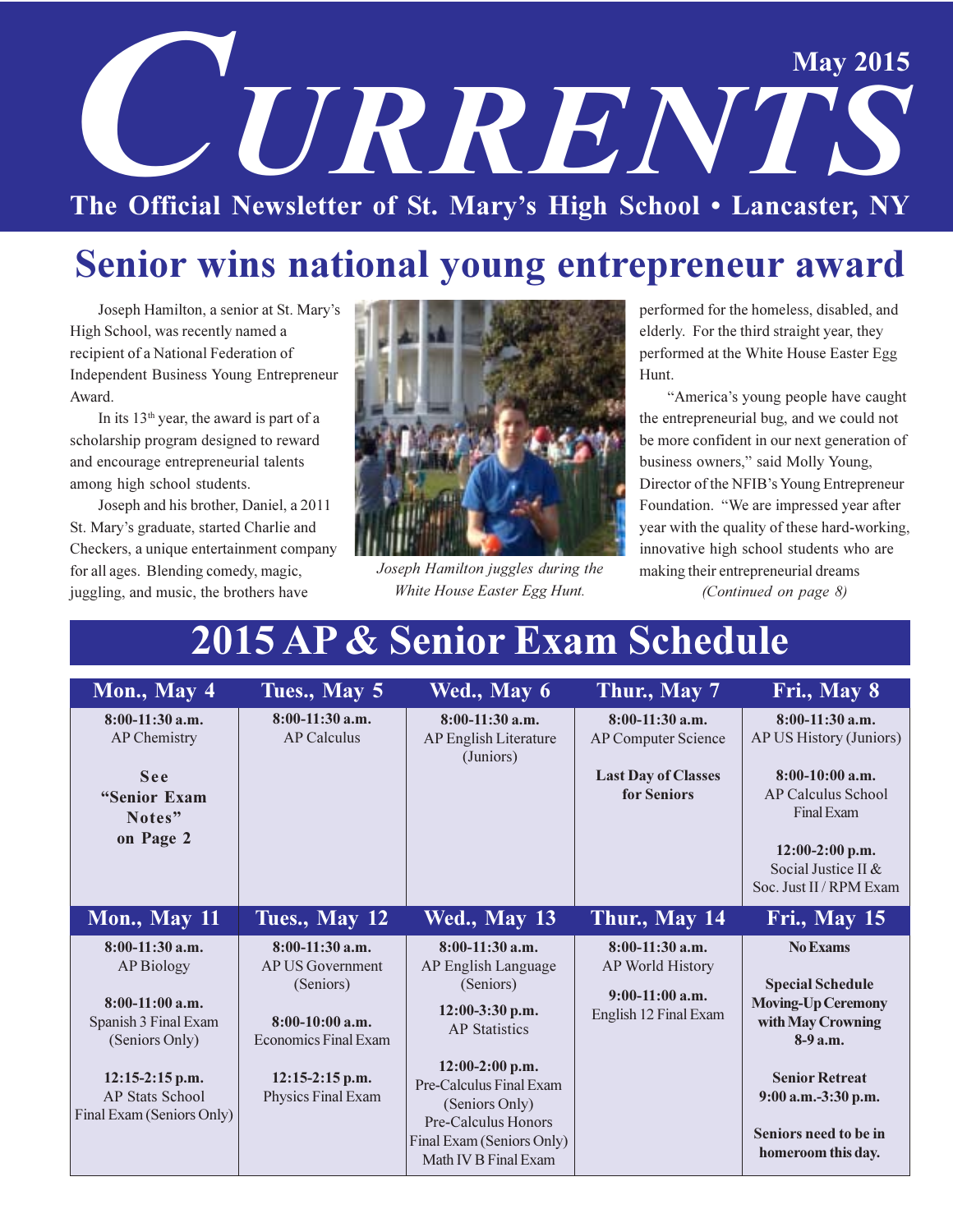# CURRENTS

May 2015

**The Official Newsletter of St. Mary's High School • Lancaster, NY**

## Senior wins national young entrepreneur award

Joseph Hamilton, a senior at St. Mary's High School, was recently named a recipient of a National Federation of Independent Business Young Entrepreneur Award.

In its 13th year, the award is part of a scholarship program designed to reward and encourage entrepreneurial talents among high school students.

Joseph and his brother, Daniel, a 2011 St. Mary's graduate, started Charlie and Checkers, a unique entertainment company for all ages. Blending comedy, magic, juggling, and music, the brothers have performed for the homeless, disabled, and elderly. For the third straight year, they performed at the White House Easter Egg Hunt.

*Joseph Hamilton juggles during the White House Easter Egg Hunt.*

"America's young people have caught the entrepreneurial bug, and we could not be more confident in our next generation of business owners," said Molly Young, Director of the NFIB's Young Entrepreneur Foundation. "We are impressed year after year with the quality of these hard-working, innovative high school students who are making their entrepreneurial dreams

*(Continued on page 8)*

## 2015 AP & Senior Exam Schedule

| Mon., May 4 | Tues., May 5 | Wed., May 6 | Thur., May 7 | Fri., May 8 |
|---|---|---|---|---|
| **8:00-11:30 a.m.** AP Chemistry<br><br>**See "Senior Exam Notes" on Page 2** | **8:00-11:30 a.m.** AP Calculus | **8:00-11:30 a.m.** AP English Literature (Juniors) | **8:00-11:30 a.m.** AP Computer Science<br><br>**Last Day of Classes for Seniors** | **8:00-11:30 a.m.** AP US History (Juniors)<br><br>**8:00-10:00 a.m.** AP Calculus School Final Exam<br><br>**12:00-2:00 p.m.** Social Justice II & Soc. Just II / RPM Exam |
| **Mon., May 11** | **Tues., May 12** | **Wed., May 13** | **Thur., May 14** | **Fri., May 15** |
| **8:00-11:30 a.m.** AP Biology<br><br>**8:00-11:00 a.m.** Spanish 3 Final Exam (Seniors Only)<br><br>**12:15-2:15 p.m.** AP Stats School Final Exam (Seniors Only) | **8:00-11:30 a.m.** AP US Government (Seniors)<br><br>**8:00-10:00 a.m.** Economics Final Exam<br><br>**12:15-2:15 p.m.** Physics Final Exam | **8:00-11:30 a.m.** AP English Language (Seniors)<br><br>**12:00-3:30 p.m.** AP Statistics<br><br>**12:00-2:00 p.m.** Pre-Calculus Final Exam (Seniors Only) Pre-Calculus Honors Final Exam (Seniors Only) Math IV B Final Exam | **8:00-11:30 a.m.** AP World History<br><br>**9:00-11:00 a.m.** English 12 Final Exam | **No Exams**<br><br>**Special Schedule Moving-Up Ceremony with May Crowning 8-9 a.m.**<br><br>**Senior Retreat 9:00 a.m.-3:30 p.m.**<br><br>**Seniors need to be in homeroom this day.** |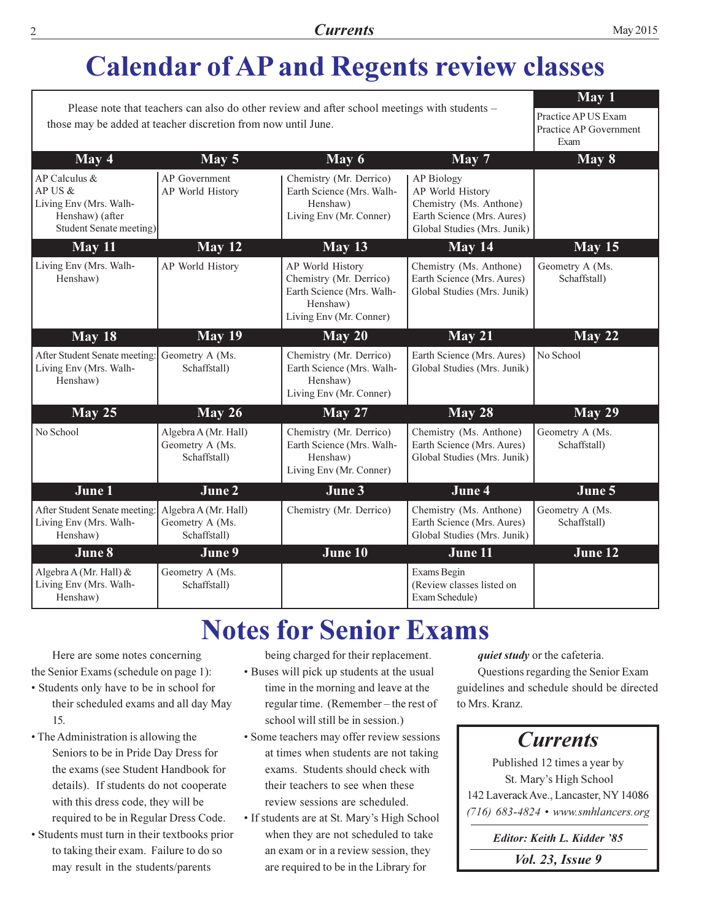# Calendar of AP and Regents review classes

Please note that teachers can also do other review and after school meetings with students – those may be added at teacher discretion from now until June.

| May 4 | May 5 | May 6 | May 7 | May 8 |
|---|---|---|---|---|
| | | | | **May 1**: Practice AP US Exam; Practice AP Government Exam |
| AP Calculus & AP US & Living Env (Mrs. Walh-Henshaw) (after Student Senate meeting) | AP Government; AP World History | Chemistry (Mr. Derrico); Earth Science (Mrs. Walh-Henshaw); Living Env (Mr. Conner) | AP Biology; AP World History; Chemistry (Ms. Anthone); Earth Science (Mrs. Aures); Global Studies (Mrs. Junik) | |
| **May 11** | **May 12** | **May 13** | **May 14** | **May 15** |
| Living Env (Mrs. Walh-Henshaw) | AP World History | AP World History; Chemistry (Mr. Derrico); Earth Science (Mrs. Walh-Henshaw); Living Env (Mr. Conner) | Chemistry (Ms. Anthone); Earth Science (Mrs. Aures); Global Studies (Mrs. Junik) | Geometry A (Ms. Schaffstall) |
| **May 18** | **May 19** | **May 20** | **May 21** | **May 22** |
| After Student Senate meeting: Living Env (Mrs. Walh-Henshaw) | Geometry A (Ms. Schaffstall) | Chemistry (Mr. Derrico); Earth Science (Mrs. Walh-Henshaw); Living Env (Mr. Conner) | Earth Science (Mrs. Aures); Global Studies (Mrs. Junik) | No School |
| **May 25** | **May 26** | **May 27** | **May 28** | **May 29** |
| No School | Algebra A (Mr. Hall); Geometry A (Ms. Schaffstall) | Chemistry (Mr. Derrico); Earth Science (Mrs. Walh-Henshaw); Living Env (Mr. Conner) | Chemistry (Ms. Anthone); Earth Science (Mrs. Aures); Global Studies (Mrs. Junik) | Geometry A (Ms. Schaffstall) |
| **June 1** | **June 2** | **June 3** | **June 4** | **June 5** |
| After Student Senate meeting: Living Env (Mrs. Walh-Henshaw) | Algebra A (Mr. Hall); Geometry A (Ms. Schaffstall) | Chemistry (Mr. Derrico) | Chemistry (Ms. Anthone); Earth Science (Mrs. Aures); Global Studies (Mrs. Junik) | Geometry A (Ms. Schaffstall) |
| **June 8** | **June 9** | **June 10** | **June 11** | **June 12** |
| Algebra A (Mr. Hall) & Living Env (Mrs. Walh-Henshaw) | Geometry A (Ms. Schaffstall) | | Exams Begin (Review classes listed on Exam Schedule) | |

# Notes for Senior Exams

Here are some notes concerning the Senior Exams (schedule on page 1):

- Students only have to be in school for their scheduled exams and all day May 15.
- The Administration is allowing the Seniors to be in Pride Day Dress for the exams (see Student Handbook for details). If students do not cooperate with this dress code, they will be required to be in Regular Dress Code.
- Students must turn in their textbooks prior to taking their exam. Failure to do so may result in the students/parents being charged for their replacement.
- Buses will pick up students at the usual time in the morning and leave at the regular time. (Remember – the rest of school will still be in session.)
- Some teachers may offer review sessions at times when students are not taking exams. Students should check with their teachers to see when these review sessions are scheduled.
- If students are at St. Mary's High School when they are not scheduled to take an exam or in a review session, they are required to be in the Library for ***quiet study*** or the cafeteria.

Questions regarding the Senior Exam guidelines and schedule should be directed to Mrs. Kranz.

## *Currents*

Published 12 times a year by
St. Mary's High School
142 Laverack Ave., Lancaster, NY 14086
*(716) 683-4824 • www.smhlancers.org*

***Editor: Keith L. Kidder '85***

***Vol. 23, Issue 9***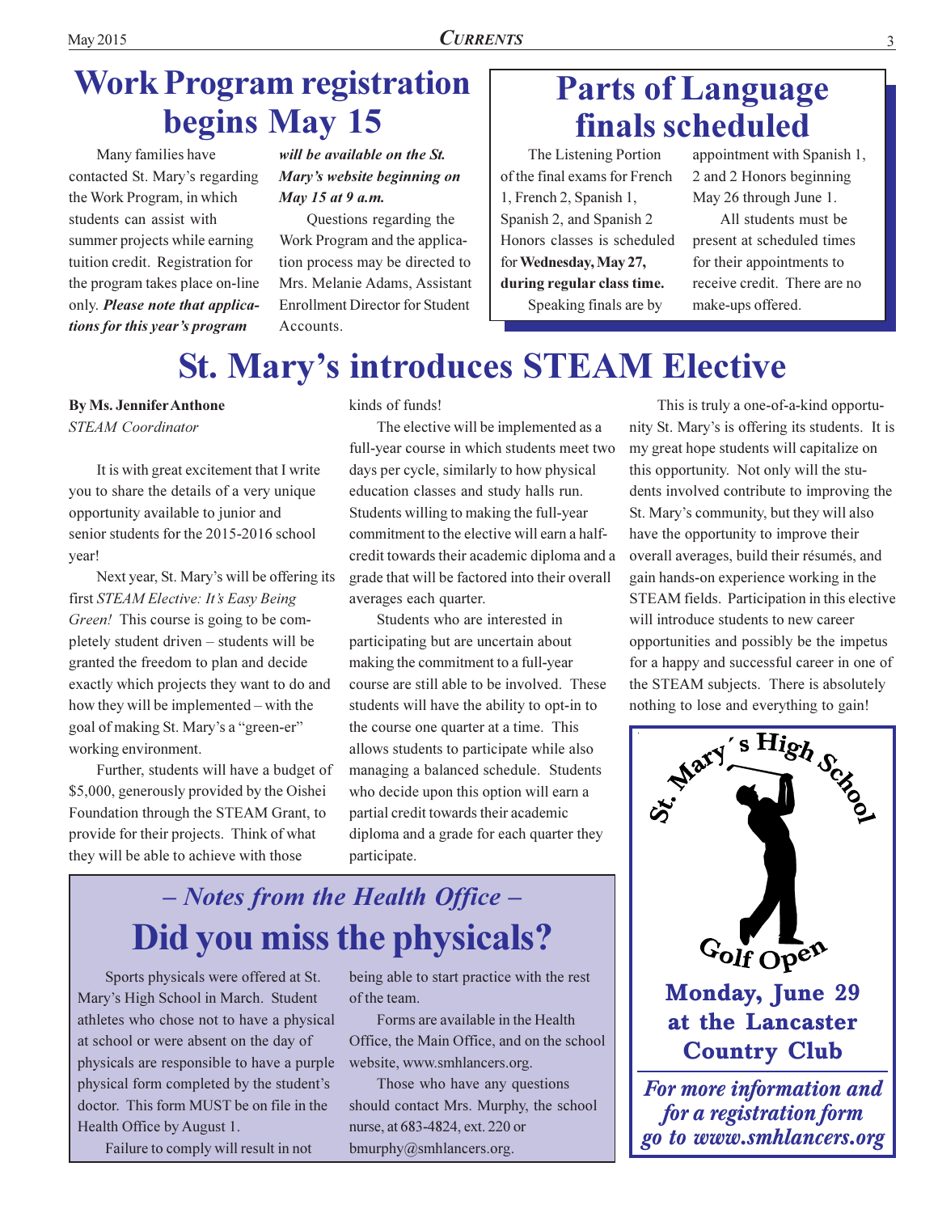# Work Program registration begins May 15

Many families have contacted St. Mary's regarding the Work Program, in which students can assist with summer projects while earning tuition credit. Registration for the program takes place on-line only. ***Please note that applications for this year's program will be available on the St. Mary's website beginning on May 15 at 9 a.m.***

Questions regarding the Work Program and the application process may be directed to Mrs. Melanie Adams, Assistant Enrollment Director for Student Accounts.

# Parts of Language finals scheduled

The Listening Portion of the final exams for French 1, French 2, Spanish 1, Spanish 2, and Spanish 2 Honors classes is scheduled for **Wednesday, May 27, during regular class time.**

Speaking finals are by appointment with Spanish 1, 2 and 2 Honors beginning May 26 through June 1.

All students must be present at scheduled times for their appointments to receive credit. There are no make-ups offered.

# St. Mary's introduces STEAM Elective

**By Ms. Jennifer Anthone**
*STEAM Coordinator*

It is with great excitement that I write you to share the details of a very unique opportunity available to junior and senior students for the 2015-2016 school year!

Next year, St. Mary's will be offering its first *STEAM Elective: It's Easy Being Green!* This course is going to be completely student driven – students will be granted the freedom to plan and decide exactly which projects they want to do and how they will be implemented – with the goal of making St. Mary's a "green-er" working environment.

Further, students will have a budget of $5,000, generously provided by the Oishei Foundation through the STEAM Grant, to provide for their projects. Think of what they will be able to achieve with those kinds of funds!

The elective will be implemented as a full-year course in which students meet two days per cycle, similarly to how physical education classes and study halls run. Students willing to making the full-year commitment to the elective will earn a half-credit towards their academic diploma and a grade that will be factored into their overall averages each quarter.

Students who are interested in participating but are uncertain about making the commitment to a full-year course are still able to be involved. These students will have the ability to opt-in to the course one quarter at a time. This allows students to participate while also managing a balanced schedule. Students who decide upon this option will earn a partial credit towards their academic diploma and a grade for each quarter they participate.

This is truly a one-of-a-kind opportunity St. Mary's is offering its students. It is my great hope students will capitalize on this opportunity. Not only will the students involved contribute to improving the St. Mary's community, but they will also have the opportunity to improve their overall averages, build their résumés, and gain hands-on experience working in the STEAM fields. Participation in this elective will introduce students to new career opportunities and possibly be the impetus for a happy and successful career in one of the STEAM subjects. There is absolutely nothing to lose and everything to gain!

## *– Notes from the Health Office –*

# Did you miss the physicals?

Sports physicals were offered at St. Mary's High School in March. Student athletes who chose not to have a physical at school or were absent on the day of physicals are responsible to have a purple physical form completed by the student's doctor. This form MUST be on file in the Health Office by August 1.

Failure to comply will result in not being able to start practice with the rest of the team.

Forms are available in the Health Office, the Main Office, and on the school website, www.smhlancers.org.

Those who have any questions should contact Mrs. Murphy, the school nurse, at 683-4824, ext. 220 or bmurphy@smhlancers.org.

St. Mary's High School Golf Open

**Monday, June 29 at the Lancaster Country Club**

***For more information and for a registration form go to www.smhlancers.org***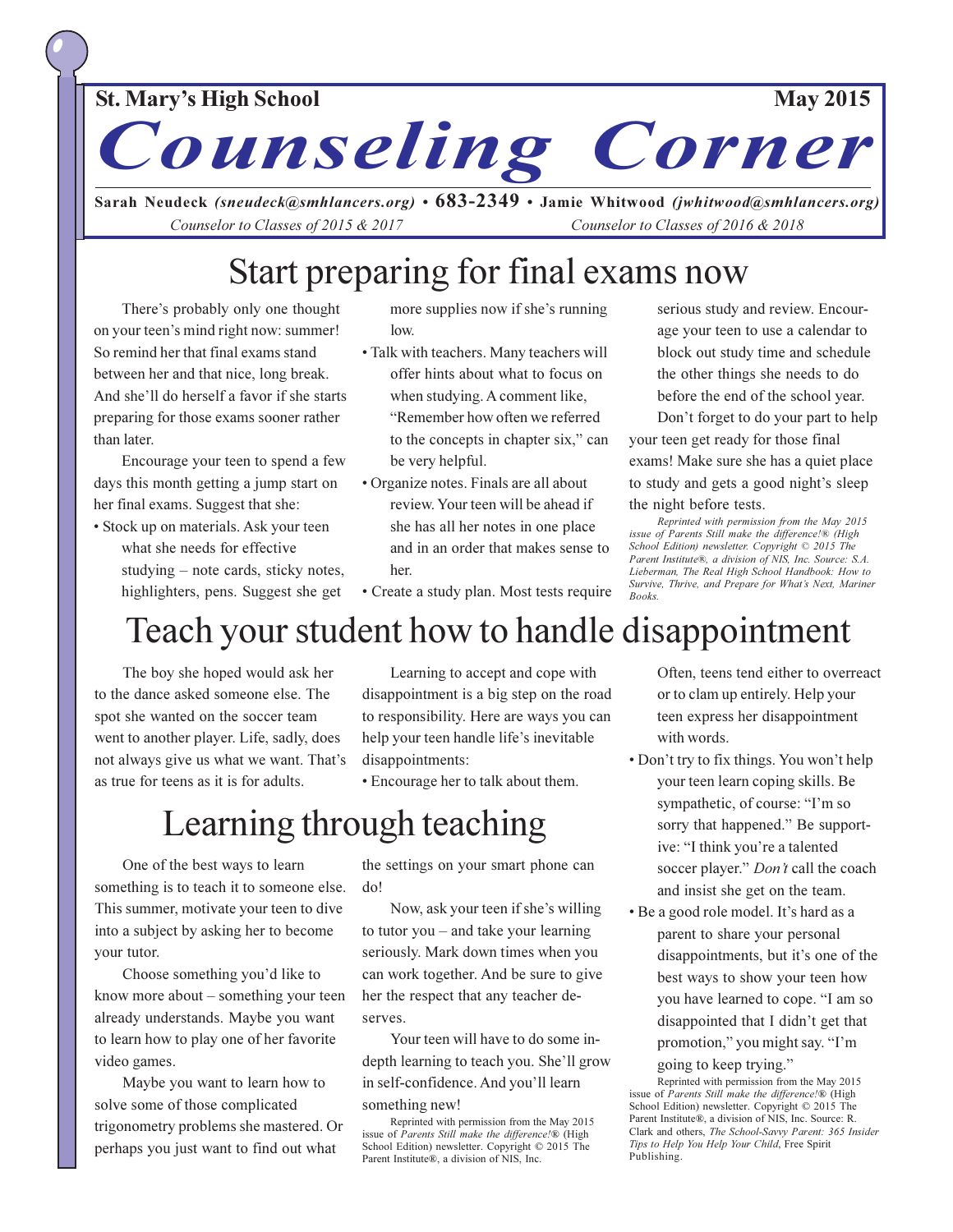**St. Mary's High School** **May 2015**

# Counseling Corner

**Sarah Neudeck** *(sneudeck@smhlancers.org)* • **683-2349** • **Jamie Whitwood** *(jwhitwood@smhlancers.org)*

*Counselor to Classes of 2015 & 2017* *Counselor to Classes of 2016 & 2018*

## Start preparing for final exams now

There's probably only one thought on your teen's mind right now: summer! So remind her that final exams stand between her and that nice, long break. And she'll do herself a favor if she starts preparing for those exams sooner rather than later.

Encourage your teen to spend a few days this month getting a jump start on her final exams. Suggest that she:

- Stock up on materials. Ask your teen what she needs for effective studying – note cards, sticky notes, highlighters, pens. Suggest she get more supplies now if she's running low.
- Talk with teachers. Many teachers will offer hints about what to focus on when studying. A comment like, "Remember how often we referred to the concepts in chapter six," can be very helpful.
- Organize notes. Finals are all about review. Your teen will be ahead if she has all her notes in one place and in an order that makes sense to her.
- Create a study plan. Most tests require serious study and review. Encourage your teen to use a calendar to block out study time and schedule the other things she needs to do before the end of the school year.

Don't forget to do your part to help your teen get ready for those final exams! Make sure she has a quiet place to study and gets a good night's sleep the night before tests.

*Reprinted with permission from the May 2015 issue of Parents Still make the difference!® (High School Edition) newsletter. Copyright © 2015 The Parent Institute®, a division of NIS, Inc. Source: S.A. Lieberman, The Real High School Handbook: How to Survive, Thrive, and Prepare for What's Next, Mariner Books.*

## Teach your student how to handle disappointment

The boy she hoped would ask her to the dance asked someone else. The spot she wanted on the soccer team went to another player. Life, sadly, does not always give us what we want. That's as true for teens as it is for adults.

Learning to accept and cope with disappointment is a big step on the road to responsibility. Here are ways you can help your teen handle life's inevitable disappointments:

- Encourage her to talk about them. Often, teens tend either to overreact or to clam up entirely. Help your teen express her disappointment with words.
- Don't try to fix things. You won't help your teen learn coping skills. Be sympathetic, of course: "I'm so sorry that happened." Be supportive: "I think you're a talented soccer player." *Don't* call the coach and insist she get on the team.
- Be a good role model. It's hard as a parent to share your personal disappointments, but it's one of the best ways to show your teen how you have learned to cope. "I am so disappointed that I didn't get that promotion," you might say. "I'm going to keep trying."

Reprinted with permission from the May 2015 issue of *Parents Still make the difference!*® (High School Edition) newsletter. Copyright © 2015 The Parent Institute®, a division of NIS, Inc. Source: R. Clark and others, *The School-Savvy Parent: 365 Insider Tips to Help You Help Your Child*, Free Spirit Publishing.

## Learning through teaching

One of the best ways to learn something is to teach it to someone else. This summer, motivate your teen to dive into a subject by asking her to become your tutor.

Choose something you'd like to know more about – something your teen already understands. Maybe you want to learn how to play one of her favorite video games.

Maybe you want to learn how to solve some of those complicated trigonometry problems she mastered. Or perhaps you just want to find out what the settings on your smart phone can do!

Now, ask your teen if she's willing to tutor you – and take your learning seriously. Mark down times when you can work together. And be sure to give her the respect that any teacher deserves.

Your teen will have to do some in-depth learning to teach you. She'll grow in self-confidence. And you'll learn something new!

Reprinted with permission from the May 2015 issue of *Parents Still make the difference!*® (High School Edition) newsletter. Copyright © 2015 The Parent Institute®, a division of NIS, Inc.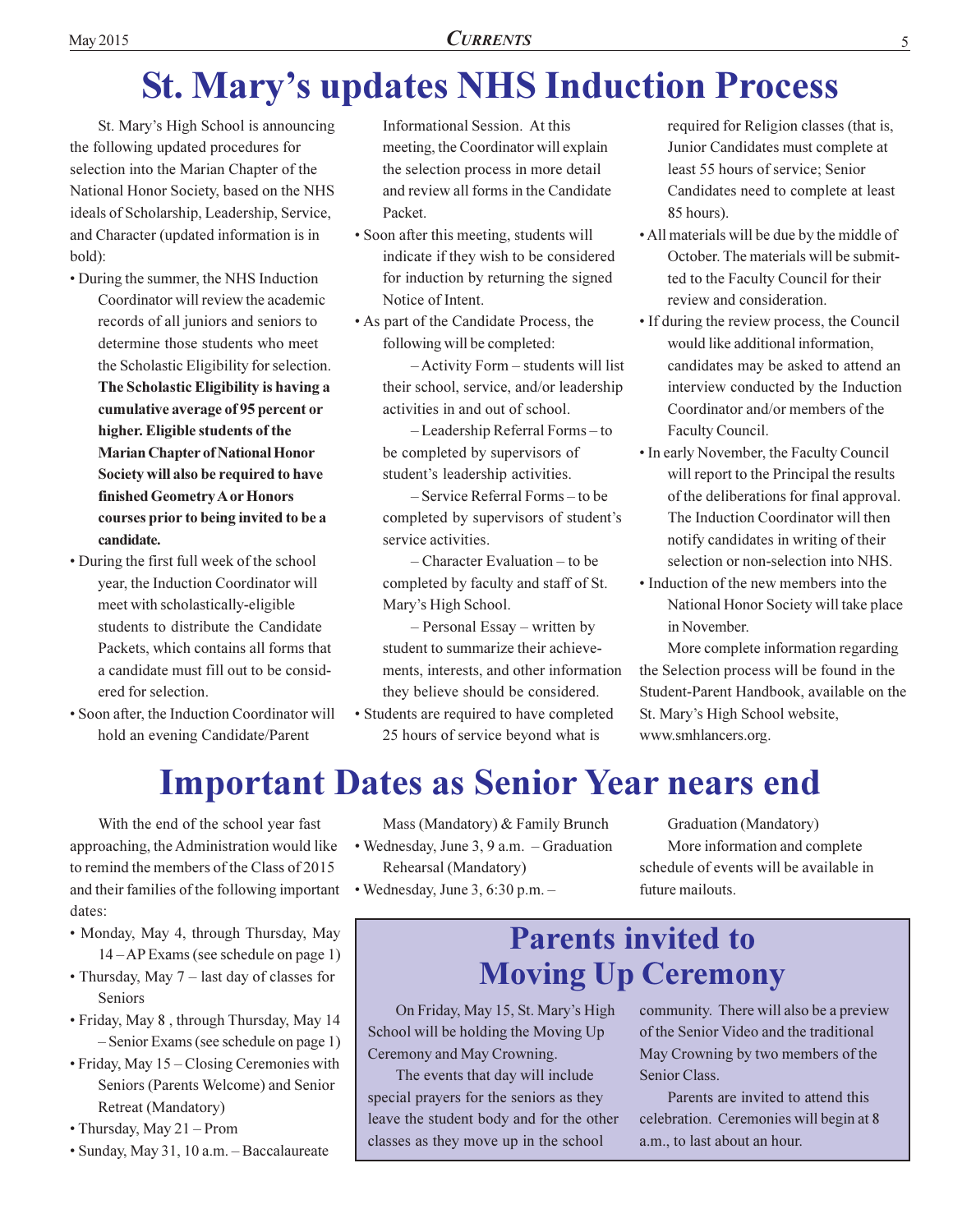# St. Mary's updates NHS Induction Process

St. Mary's High School is announcing the following updated procedures for selection into the Marian Chapter of the National Honor Society, based on the NHS ideals of Scholarship, Leadership, Service, and Character (updated information is in bold):

- During the summer, the NHS Induction Coordinator will review the academic records of all juniors and seniors to determine those students who meet the Scholastic Eligibility for selection. **The Scholastic Eligibility is having a cumulative average of 95 percent or higher. Eligible students of the Marian Chapter of National Honor Society will also be required to have finished Geometry A or Honors courses prior to being invited to be a candidate.**
- During the first full week of the school year, the Induction Coordinator will meet with scholastically-eligible students to distribute the Candidate Packets, which contains all forms that a candidate must fill out to be considered for selection.
- Soon after, the Induction Coordinator will hold an evening Candidate/Parent Informational Session. At this meeting, the Coordinator will explain the selection process in more detail and review all forms in the Candidate Packet.
- Soon after this meeting, students will indicate if they wish to be considered for induction by returning the signed Notice of Intent.
- As part of the Candidate Process, the following will be completed:

  – Activity Form – students will list their school, service, and/or leadership activities in and out of school.

  – Leadership Referral Forms – to be completed by supervisors of student's leadership activities.

  – Service Referral Forms – to be completed by supervisors of student's service activities.

  – Character Evaluation – to be completed by faculty and staff of St. Mary's High School.

  – Personal Essay – written by student to summarize their achievements, interests, and other information they believe should be considered.
- Students are required to have completed 25 hours of service beyond what is required for Religion classes (that is, Junior Candidates must complete at least 55 hours of service; Senior Candidates need to complete at least 85 hours).
- All materials will be due by the middle of October. The materials will be submitted to the Faculty Council for their review and consideration.
- If during the review process, the Council would like additional information, candidates may be asked to attend an interview conducted by the Induction Coordinator and/or members of the Faculty Council.
- In early November, the Faculty Council will report to the Principal the results of the deliberations for final approval. The Induction Coordinator will then notify candidates in writing of their selection or non-selection into NHS.
- Induction of the new members into the National Honor Society will take place in November.

More complete information regarding the Selection process will be found in the Student-Parent Handbook, available on the St. Mary's High School website, www.smhlancers.org.

# Important Dates as Senior Year nears end

With the end of the school year fast approaching, the Administration would like to remind the members of the Class of 2015 and their families of the following important dates:

- Monday, May 4, through Thursday, May 14 – AP Exams (see schedule on page 1)
- Thursday, May 7 – last day of classes for Seniors
- Friday, May 8 , through Thursday, May 14 – Senior Exams (see schedule on page 1)
- Friday, May 15 – Closing Ceremonies with Seniors (Parents Welcome) and Senior Retreat (Mandatory)
- Thursday, May 21 – Prom
- Sunday, May 31, 10 a.m. – Baccalaureate Mass (Mandatory) & Family Brunch
- Wednesday, June 3, 9 a.m. – Graduation Rehearsal (Mandatory)
- Wednesday, June 3, 6:30 p.m. – Graduation (Mandatory)

More information and complete schedule of events will be available in future mailouts.

## Parents invited to Moving Up Ceremony

On Friday, May 15, St. Mary's High School will be holding the Moving Up Ceremony and May Crowning.

The events that day will include special prayers for the seniors as they leave the student body and for the other classes as they move up in the school community. There will also be a preview of the Senior Video and the traditional May Crowning by two members of the Senior Class.

Parents are invited to attend this celebration. Ceremonies will begin at 8 a.m., to last about an hour.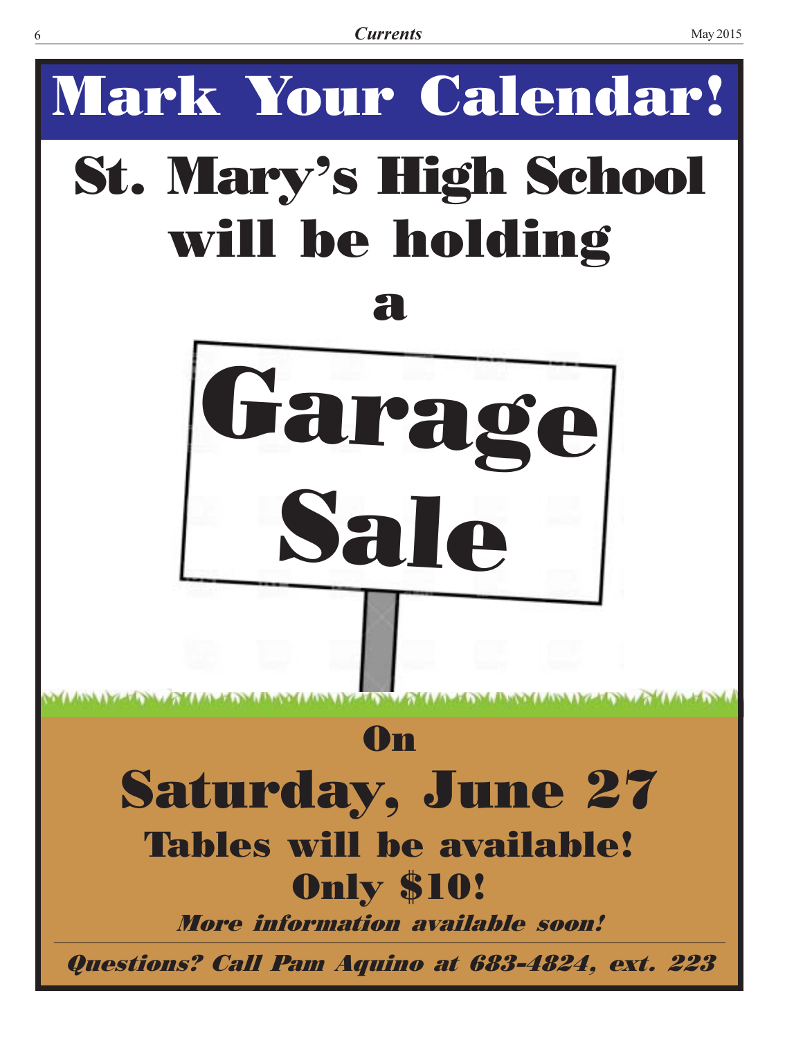# Mark Your Calendar!

## St. Mary's High School will be holding a

# Garage Sale

## On Saturday, June 27

**Tables will be available!**

**Only $10!**

***More information available soon!***

***Questions? Call Pam Aquino at 683-4824, ext. 223***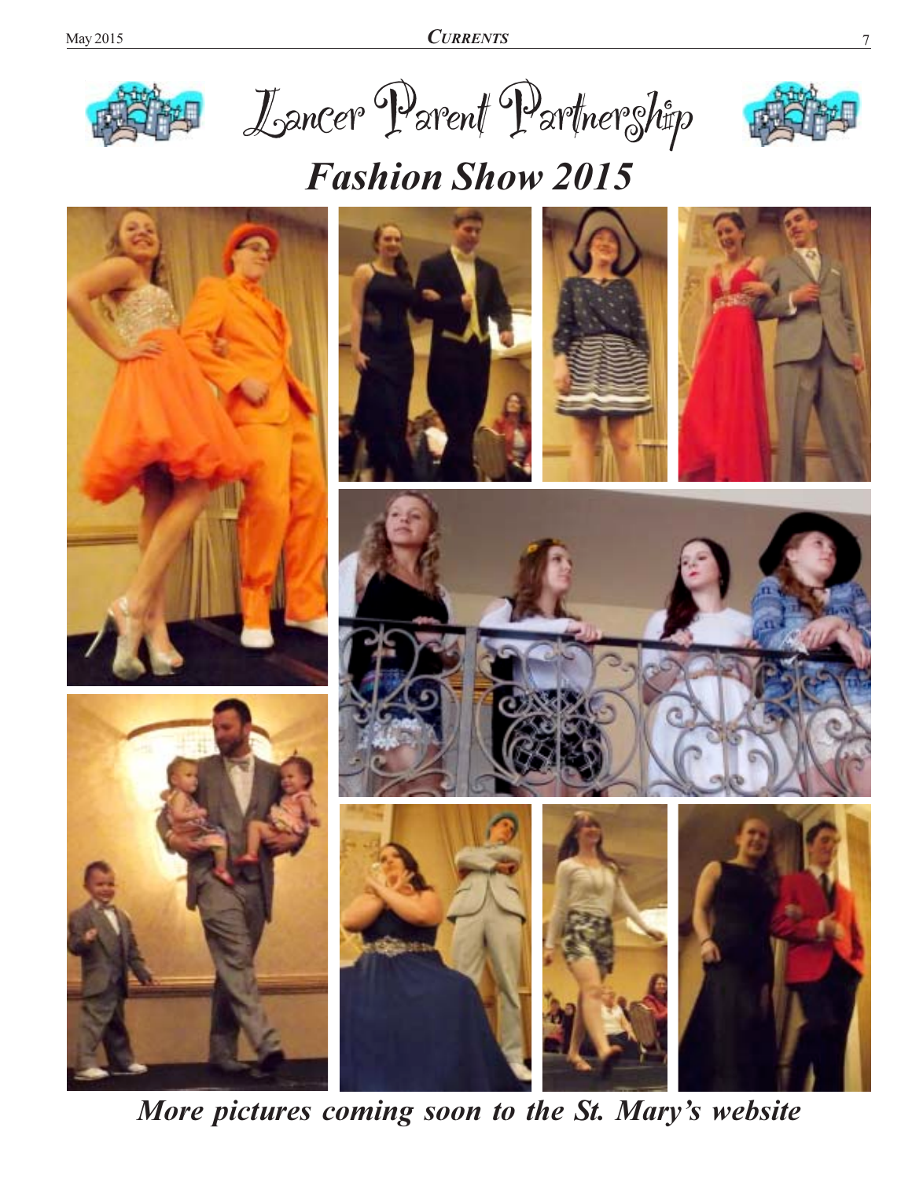# Lancer Parent Partnership

## *Fashion Show 2015*

***More pictures coming soon to the St. Mary's website***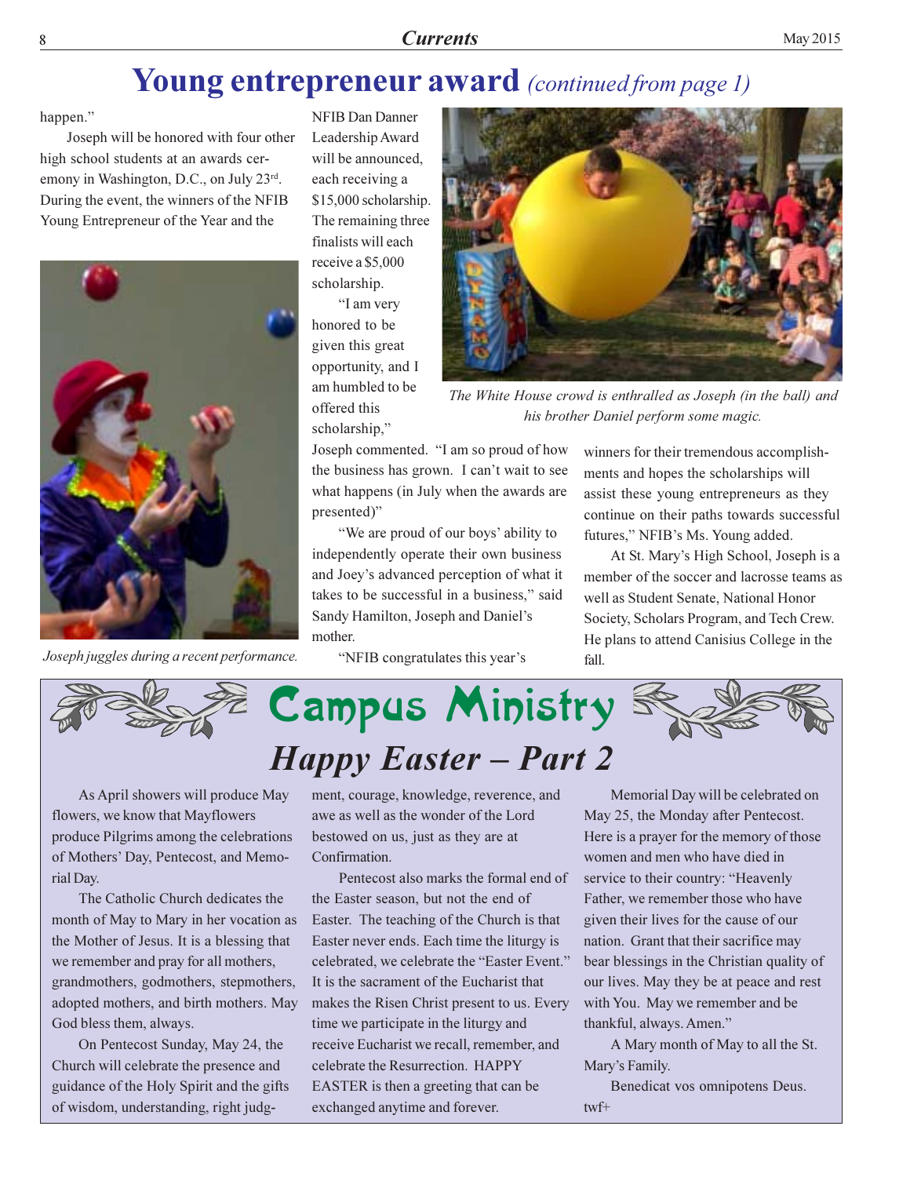# Young entrepreneur award *(continued from page 1)*

happen."

Joseph will be honored with four other high school students at an awards ceremony in Washington, D.C., on July 23rd. During the event, the winners of the NFIB Young Entrepreneur of the Year and the NFIB Dan Danner Leadership Award will be announced, each receiving a $15,000 scholarship. The remaining three finalists will each receive a $5,000 scholarship.

*Joseph juggles during a recent performance.*

"I am very honored to be given this great opportunity, and I am humbled to be offered this scholarship," Joseph commented. "I am so proud of how the business has grown. I can't wait to see what happens (in July when the awards are presented)"

*The White House crowd is enthralled as Joseph (in the ball) and his brother Daniel perform some magic.*

"We are proud of our boys' ability to independently operate their own business and Joey's advanced perception of what it takes to be successful in a business," said Sandy Hamilton, Joseph and Daniel's mother.

"NFIB congratulates this year's winners for their tremendous accomplishments and hopes the scholarships will assist these young entrepreneurs as they continue on their paths towards successful futures," NFIB's Ms. Young added.

At St. Mary's High School, Joseph is a member of the soccer and lacrosse teams as well as Student Senate, National Honor Society, Scholars Program, and Tech Crew. He plans to attend Canisius College in the fall.

# Campus Ministry

## *Happy Easter – Part 2*

As April showers will produce May flowers, we know that Mayflowers produce Pilgrims among the celebrations of Mothers' Day, Pentecost, and Memorial Day.

The Catholic Church dedicates the month of May to Mary in her vocation as the Mother of Jesus. It is a blessing that we remember and pray for all mothers, grandmothers, godmothers, stepmothers, adopted mothers, and birth mothers. May God bless them, always.

On Pentecost Sunday, May 24, the Church will celebrate the presence and guidance of the Holy Spirit and the gifts of wisdom, understanding, right judgment, courage, knowledge, reverence, and awe as well as the wonder of the Lord bestowed on us, just as they are at Confirmation.

Pentecost also marks the formal end of the Easter season, but not the end of Easter. The teaching of the Church is that Easter never ends. Each time the liturgy is celebrated, we celebrate the "Easter Event." It is the sacrament of the Eucharist that makes the Risen Christ present to us. Every time we participate in the liturgy and receive Eucharist we recall, remember, and celebrate the Resurrection. HAPPY EASTER is then a greeting that can be exchanged anytime and forever.

Memorial Day will be celebrated on May 25, the Monday after Pentecost. Here is a prayer for the memory of those women and men who have died in service to their country: "Heavenly Father, we remember those who have given their lives for the cause of our nation. Grant that their sacrifice may bear blessings in the Christian quality of our lives. May they be at peace and rest with You. May we remember and be thankful, always. Amen."

A Mary month of May to all the St. Mary's Family.

Benedicat vos omnipotens Deus.

twf+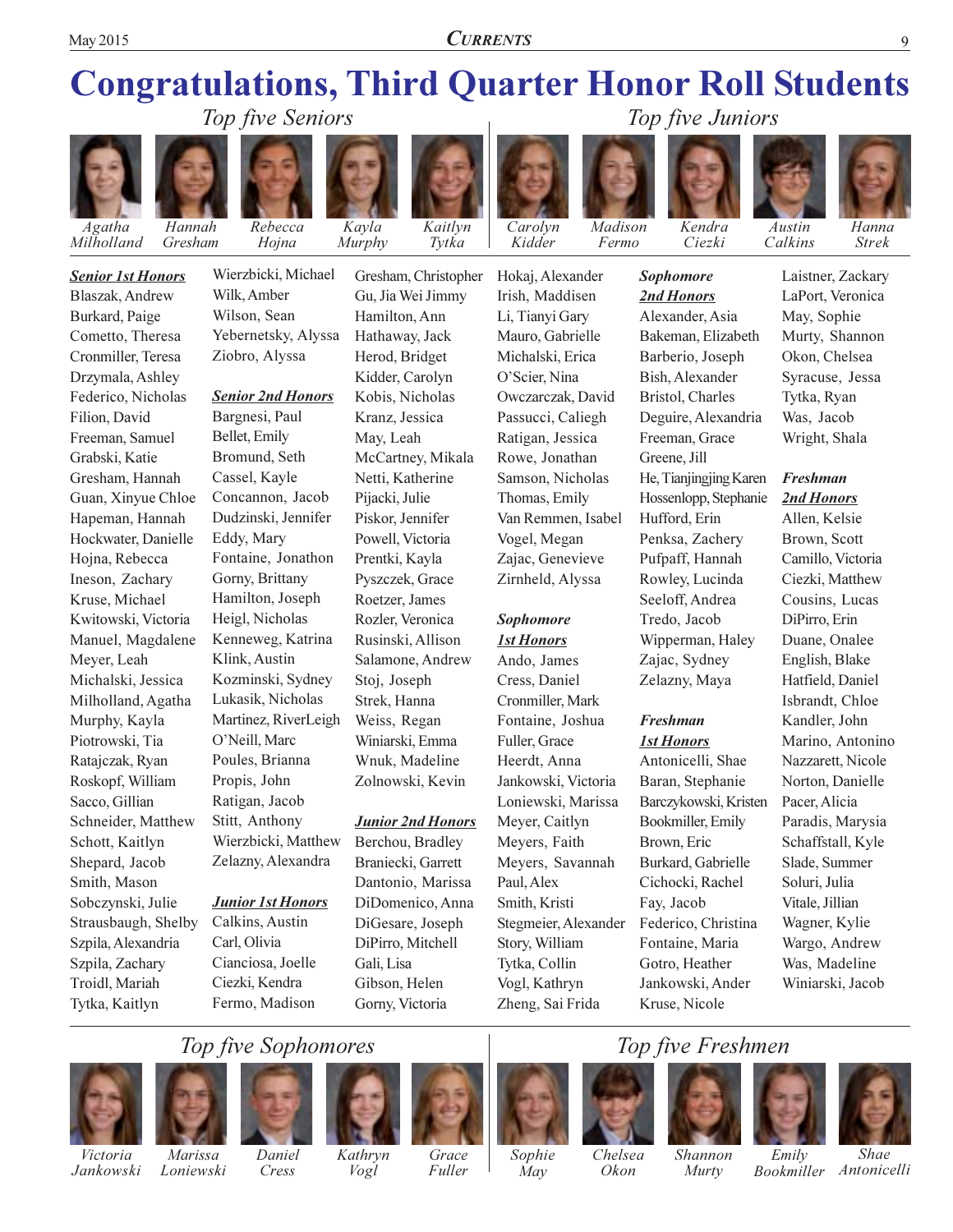# Congratulations, Third Quarter Honor Roll Students

*Top five Seniors*

Agatha Milholland, Hannah Gresham, Rebecca Hojna, Kayla Murphy, Kaitlyn Tytka

*Top five Juniors*

Carolyn Kidder, Madison Fermo, Kendra Ciezki, Austin Calkins, Hanna Strek

**Senior 1st Honors**

Blaszak, Andrew
Burkard, Paige
Cometto, Theresa
Cronmiller, Teresa
Drzymala, Ashley
Federico, Nicholas
Filion, David
Freeman, Samuel
Grabski, Katie
Gresham, Hannah
Guan, Xinyue Chloe
Hapeman, Hannah
Hockwater, Danielle
Hojna, Rebecca
Ineson, Zachary
Kruse, Michael
Kwitowski, Victoria
Manuel, Magdalene
Meyer, Leah
Michalski, Jessica
Milholland, Agatha
Murphy, Kayla
Piotrowski, Tia
Ratajczak, Ryan
Roskopf, William
Sacco, Gillian
Schneider, Matthew
Schott, Kaitlyn
Shepard, Jacob
Smith, Mason
Sobczynski, Julie
Strausbaugh, Shelby
Szpila, Alexandria
Szpila, Zachary
Troidl, Mariah
Tytka, Kaitlyn
Wierzbicki, Michael
Wilk, Amber
Wilson, Sean
Yebernetsky, Alyssa
Ziobro, Alyssa

**Senior 2nd Honors**

Bargnesi, Paul
Bellet, Emily
Bromund, Seth
Cassel, Kayle
Concannon, Jacob
Dudzinski, Jennifer
Eddy, Mary
Fontaine, Jonathon
Gorny, Brittany
Hamilton, Joseph
Heigl, Nicholas
Kenneweg, Katrina
Klink, Austin
Kozminski, Sydney
Lukasik, Nicholas
Martinez, RiverLeigh
O'Neill, Marc
Poules, Brianna
Propis, John
Ratigan, Jacob
Stitt, Anthony
Wierzbicki, Matthew
Zelazny, Alexandra

**Junior 1st Honors**

Calkins, Austin
Carl, Olivia
Cianciosa, Joelle
Ciezki, Kendra
Fermo, Madison
Gresham, Christopher
Gu, Jia Wei Jimmy
Hamilton, Ann
Hathaway, Jack
Herod, Bridget
Kidder, Carolyn
Kobis, Nicholas
Kranz, Jessica
May, Leah
McCartney, Mikala
Netti, Katherine
Pijacki, Julie
Piskor, Jennifer
Powell, Victoria
Prentki, Kayla
Pyszczek, Grace
Roetzer, James
Rozler, Veronica
Rusinski, Allison
Salamone, Andrew
Stoj, Joseph
Strek, Hanna
Weiss, Regan
Winiarski, Emma
Wnuk, Madeline
Zolnowski, Kevin

**Junior 2nd Honors**

Berchou, Bradley
Braniecki, Garrett
Dantonio, Marissa
DiDomenico, Anna
DiGesare, Joseph
DiPirro, Mitchell
Gali, Lisa
Gibson, Helen
Gorny, Victoria
Hokaj, Alexander
Irish, Maddisen
Li, Tianyi Gary
Mauro, Gabrielle
Michalski, Erica
O'Scier, Nina
Owczarczak, David
Passucci, Caliegh
Ratigan, Jessica
Rowe, Jonathan
Samson, Nicholas
Thomas, Emily
Van Remmen, Isabel
Vogel, Megan
Zajac, Genevieve
Zirnheld, Alyssa

**Sophomore 1st Honors**

Ando, James
Cress, Daniel
Cronmiller, Mark
Fontaine, Joshua
Fuller, Grace
Heerdt, Anna
Jankowski, Victoria
Loniewski, Marissa
Meyer, Caitlyn
Meyers, Faith
Meyers, Savannah
Paul, Alex
Smith, Kristi
Stegmeier, Alexander
Story, William
Tytka, Collin
Vogl, Kathryn
Zheng, Sai Frida

**Sophomore 2nd Honors**

Alexander, Asia
Bakeman, Elizabeth
Barberio, Joseph
Bish, Alexander
Bristol, Charles
Deguire, Alexandria
Freeman, Grace
Greene, Jill
He, Tianjingjing Karen
Hossenlopp, Stephanie
Hufford, Erin
Penksa, Zachery
Pufpaff, Hannah
Rowley, Lucinda
Seeloff, Andrea
Tredo, Jacob
Wipperman, Haley
Zajac, Sydney
Zelazny, Maya

**Freshman 1st Honors**

Antonicelli, Shae
Baran, Stephanie
Barczykowski, Kristen
Bookmiller, Emily
Brown, Eric
Burkard, Gabrielle
Cichocki, Rachel
Fay, Jacob
Federico, Christina
Fontaine, Maria
Gotro, Heather
Jankowski, Ander
Kruse, Nicole
Laistner, Zackary
LaPort, Veronica
May, Sophie
Murty, Shannon
Okon, Chelsea
Syracuse, Jessa
Tytka, Ryan
Was, Jacob
Wright, Shala

**Freshman 2nd Honors**

Allen, Kelsie
Brown, Scott
Camillo, Victoria
Ciezki, Matthew
Cousins, Lucas
DiPirro, Erin
Duane, Onalee
English, Blake
Hatfield, Daniel
Isbrandt, Chloe
Kandler, John
Marino, Antonino
Nazzarett, Nicole
Norton, Danielle
Pacer, Alicia
Paradis, Marysia
Schaffstall, Kyle
Slade, Summer
Soluri, Julia
Vitale, Jillian
Wagner, Kylie
Wargo, Andrew
Was, Madeline
Winiarski, Jacob

*Top five Sophomores*

Victoria Jankowski, Marissa Loniewski, Daniel Cress, Kathryn Vogl, Grace Fuller

*Top five Freshmen*

Sophie May, Chelsea Okon, Shannon Murty, Emily Bookmiller, Shae Antonicelli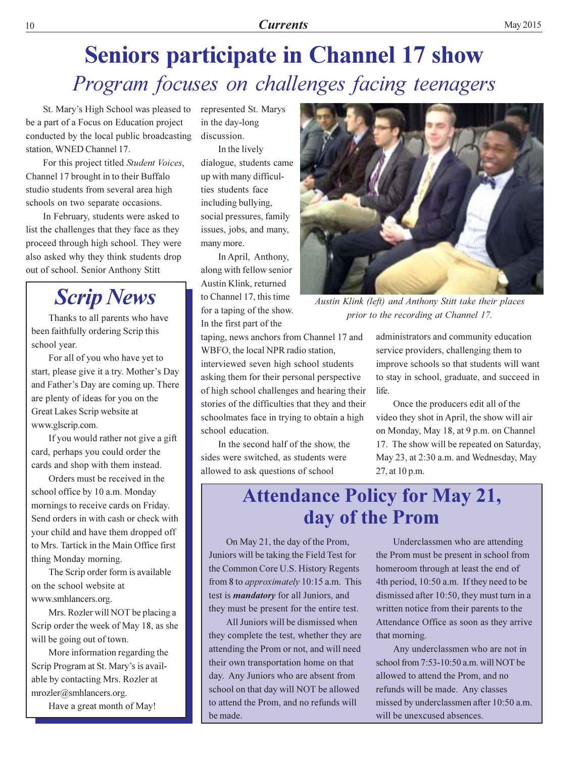# Seniors participate in Channel 17 show

## *Program focuses on challenges facing teenagers*

St. Mary's High School was pleased to be a part of a Focus on Education project conducted by the local public broadcasting station, WNED Channel 17.

For this project titled *Student Voices*, Channel 17 brought in to their Buffalo studio students from several area high schools on two separate occasions.

In February, students were asked to list the challenges that they face as they proceed through high school. They were also asked why they think students drop out of school. Senior Anthony Stitt represented St. Marys in the day-long discussion.

In the lively dialogue, students came up with many difficulties students face including bullying, social pressures, family issues, jobs, and many, many more.

In April, Anthony, along with fellow senior Austin Klink, returned to Channel 17, this time for a taping of the show. In the first part of the taping, news anchors from Channel 17 and WBFO, the local NPR radio station, interviewed seven high school students asking them for their personal perspective of high school challenges and hearing their stories of the difficulties that they and their schoolmates face in trying to obtain a high school education.

In the second half of the show, the sides were switched, as students were allowed to ask questions of school administrators and community education service providers, challenging them to improve schools so that students will want to stay in school, graduate, and succeed in life.

Once the producers edit all of the video they shot in April, the show will air on Monday, May 18, at 9 p.m. on Channel 17. The show will be repeated on Saturday, May 23, at 2:30 a.m. and Wednesday, May 27, at 10 p.m.

*Austin Klink (left) and Anthony Stitt take their places prior to the recording at Channel 17.*

## Scrip News

Thanks to all parents who have been faithfully ordering Scrip this school year.

For all of you who have yet to start, please give it a try. Mother's Day and Father's Day are coming up. There are plenty of ideas for you on the Great Lakes Scrip website at www.glscrip.com.

If you would rather not give a gift card, perhaps you could order the cards and shop with them instead.

Orders must be received in the school office by 10 a.m. Monday mornings to receive cards on Friday. Send orders in with cash or check with your child and have them dropped off to Mrs. Tartick in the Main Office first thing Monday morning.

The Scrip order form is available on the school website at www.smhlancers.org.

Mrs. Rozler will NOT be placing a Scrip order the week of May 18, as she will be going out of town.

More information regarding the Scrip Program at St. Mary's is available by contacting Mrs. Rozler at mrozler@smhlancers.org.

Have a great month of May!

## Attendance Policy for May 21, day of the Prom

On May 21, the day of the Prom, Juniors will be taking the Field Test for the Common Core U.S. History Regents from 8 to *approximately* 10:15 a.m. This test is ***mandatory*** for all Juniors, and they must be present for the entire test.

All Juniors will be dismissed when they complete the test, whether they are attending the Prom or not, and will need their own transportation home on that day. Any Juniors who are absent from school on that day will NOT be allowed to attend the Prom, and no refunds will be made.

Underclassmen who are attending the Prom must be present in school from homeroom through at least the end of 4th period, 10:50 a.m. If they need to be dismissed after 10:50, they must turn in a written notice from their parents to the Attendance Office as soon as they arrive that morning.

Any underclassmen who are not in school from 7:53-10:50 a.m. will NOT be allowed to attend the Prom, and no refunds will be made. Any classes missed by underclassmen after 10:50 a.m. will be unexcused absences.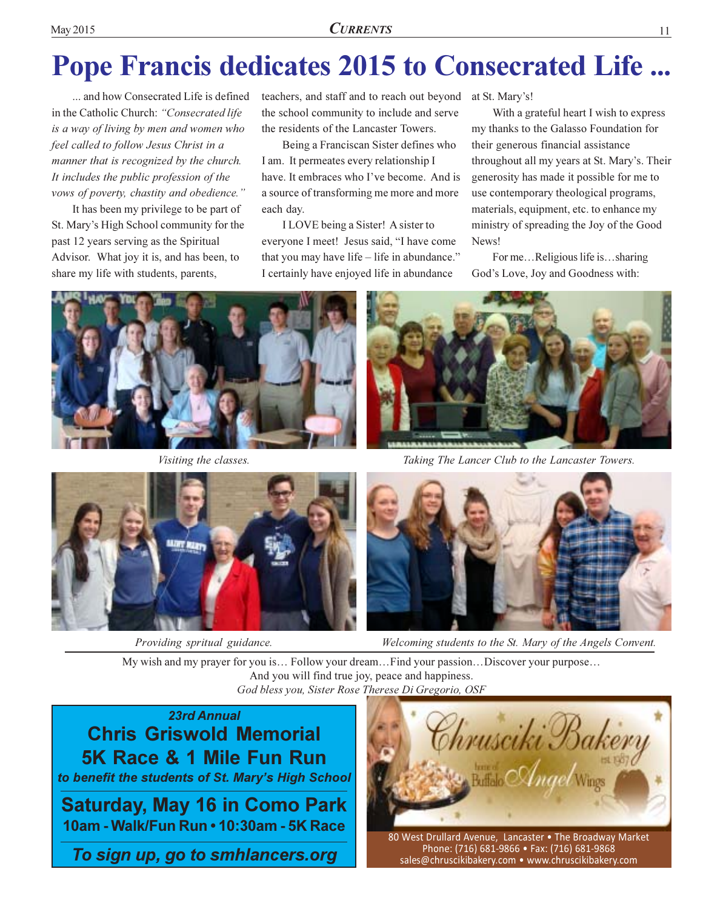# Pope Francis dedicates 2015 to Consecrated Life ...

... and how Consecrated Life is defined in the Catholic Church: *"Consecrated life is a way of living by men and women who feel called to follow Jesus Christ in a manner that is recognized by the church. It includes the public profession of the vows of poverty, chastity and obedience."*

It has been my privilege to be part of St. Mary's High School community for the past 12 years serving as the Spiritual Advisor. What joy it is, and has been, to share my life with students, parents, teachers, and staff and to reach out beyond the school community to include and serve the residents of the Lancaster Towers.

Being a Franciscan Sister defines who I am. It permeates every relationship I have. It embraces who I've become. And is a source of transforming me more and more each day.

I LOVE being a Sister! A sister to everyone I meet! Jesus said, "I have come that you may have life – life in abundance." I certainly have enjoyed life in abundance at St. Mary's!

With a grateful heart I wish to express my thanks to the Galasso Foundation for their generous financial assistance throughout all my years at St. Mary's. Their generosity has made it possible for me to use contemporary theological programs, materials, equipment, etc. to enhance my ministry of spreading the Joy of the Good News!

For me…Religious life is…sharing God's Love, Joy and Goodness with:

*Visiting the classes.*

*Taking The Lancer Club to the Lancaster Towers.*

*Providing spritual guidance.*

*Welcoming students to the St. Mary of the Angels Convent.*

My wish and my prayer for you is… Follow your dream…Find your passion…Discover your purpose… And you will find true joy, peace and happiness.

*God bless you, Sister Rose Therese Di Gregorio, OSF*

---

***23rd Annual***

**Chris Griswold Memorial 5K Race & 1 Mile Fun Run**

***to benefit the students of St. Mary's High School***

**Saturday, May 16 in Como Park**

**10am - Walk/Fun Run • 10:30am - 5K Race**

***To sign up, go to smhlancers.org***

---

Chrusciki Bakery est. 1987 – home of Buffalo Angel Wings

80 West Drullard Avenue, Lancaster • The Broadway Market
Phone: (716) 681-9866 • Fax: (716) 681-9868
sales@chruscikibakery.com • www.chruscikibakery.com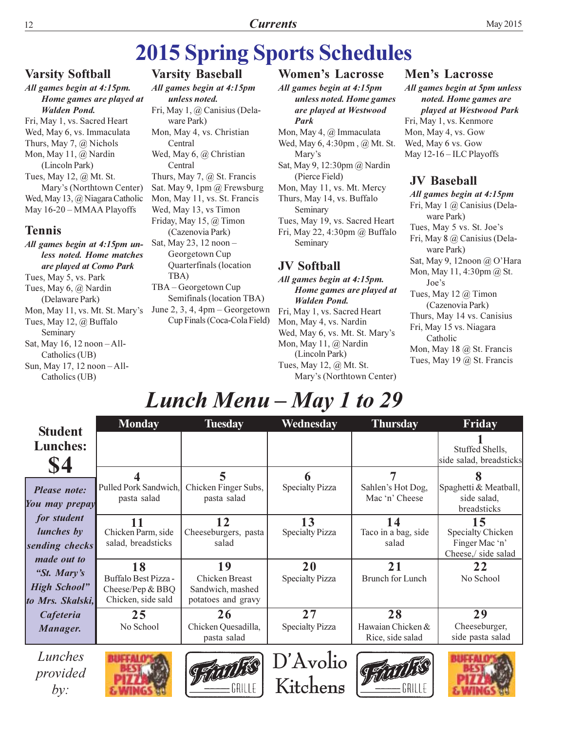# 2015 Spring Sports Schedules

## Varsity Softball

***All games begin at 4:15pm. Home games are played at Walden Pond.***

Fri, May 1, vs. Sacred Heart
Wed, May 6, vs. Immaculata
Thurs, May 7, @ Nichols
Mon, May 11, @ Nardin (Lincoln Park)
Tues, May 12, @ Mt. St. Mary's (Northtown Center)
Wed, May 13, @ Niagara Catholic
May 16-20 – MMAA Playoffs

## Tennis

***All games begin at 4:15pm unless noted. Home matches are played at Como Park***

Tues, May 5, vs. Park
Tues, May 6, @ Nardin (Delaware Park)
Mon, May 11, vs. Mt. St. Mary's
Tues, May 12, @ Buffalo Seminary
Sat, May 16, 12 noon – All-Catholics (UB)
Sun, May 17, 12 noon – All-Catholics (UB)

## Varsity Baseball

***All games begin at 4:15pm unless noted.***

Fri, May 1, @ Canisius (Delaware Park)
Mon, May 4, vs. Christian Central
Wed, May 6, @ Christian Central
Thurs, May 7, @ St. Francis
Sat. May 9, 1pm @ Frewsburg
Mon, May 11, vs. St. Francis
Wed, May 13, vs Timon
Friday, May 15, @ Timon (Cazenovia Park)
Sat, May 23, 12 noon – Georgetown Cup Quarterfinals (location TBA)
TBA – Georgetown Cup Semifinals (location TBA)
June 2, 3, 4, 4pm – Georgetown Cup Finals (Coca-Cola Field)

## Women's Lacrosse

***All games begin at 4:15pm unless noted. Home games are played at Westwood Park***

Mon, May 4, @ Immaculata
Wed, May 6, 4:30pm , @ Mt. St. Mary's
Sat, May 9, 12:30pm @ Nardin (Pierce Field)
Mon, May 11, vs. Mt. Mercy
Thurs, May 14, vs. Buffalo Seminary
Tues, May 19, vs. Sacred Heart
Fri, May 22, 4:30pm @ Buffalo Seminary

## JV Softball

***All games begin at 4:15pm. Home games are played at Walden Pond.***

Fri, May 1, vs. Sacred Heart
Mon, May 4, vs. Nardin
Wed, May 6, vs. Mt. St. Mary's
Mon, May 11, @ Nardin (Lincoln Park)
Tues, May 12, @ Mt. St. Mary's (Northtown Center)

## Men's Lacrosse

***All games begin at 5pm unless noted. Home games are played at Westwood Park***

Fri, May 1, vs. Kenmore
Mon, May 4, vs. Gow
Wed, May 6 vs. Gow
May 12-16 – ILC Playoffs

## JV Baseball

***All games begin at 4:15pm***

Fri, May 1 @ Canisius (Delaware Park)
Tues, May 5 vs. St. Joe's
Fri, May 8 @ Canisius (Delaware Park)
Sat, May 9, 12noon @ O'Hara
Mon, May 11, 4:30pm @ St. Joe's
Tues, May 12 @ Timon (Cazenovia Park)
Thurs, May 14 vs. Canisius
Fri, May 15 vs. Niagara Catholic
Mon, May 18 @ St. Francis
Tues, May 19 @ St. Francis

# *Lunch Menu – May 1 to 29*

**Student Lunches: $4**

| Monday | Tuesday | Wednesday | Thursday | Friday |
|---|---|---|---|---|
| | | | | **1** Stuffed Shells, side salad, breadsticks |
| **4** Pulled Pork Sandwich, pasta salad | **5** Chicken Finger Subs, pasta salad | **6** Specialty Pizza | **7** Sahlen's Hot Dog, Mac 'n' Cheese | **8** Spaghetti & Meatball, side salad, breadsticks |
| **11** Chicken Parm, side salad, breadsticks | **12** Cheeseburgers, pasta salad | **13** Specialty Pizza | **14** Taco in a bag, side salad | **15** Specialty Chicken Finger Mac 'n' Cheese,/ side salad |
| **18** Buffalo Best Pizza - Cheese/Pep & BBQ Chicken, side sald | **19** Chicken Breast Sandwich, mashed potatoes and gravy | **20** Specialty Pizza | **21** Brunch for Lunch | **22** No School |
| **25** No School | **26** Chicken Quesadilla, pasta salad | **27** Specialty Pizza | **28** Hawaiian Chicken & Rice, side salad | **29** Cheeseburger, side pasta salad |

*Please note: You may prepay for student lunches by sending checks made out to "St. Mary's High School" to Mrs. Skalski, Cafeteria Manager.*

*Lunches provided by:* Buffalo's Best Pizza & Wings, Frank's Grille, D'Avolio Kitchens, Frank's Grille, Buffalo's Best Pizza & Wings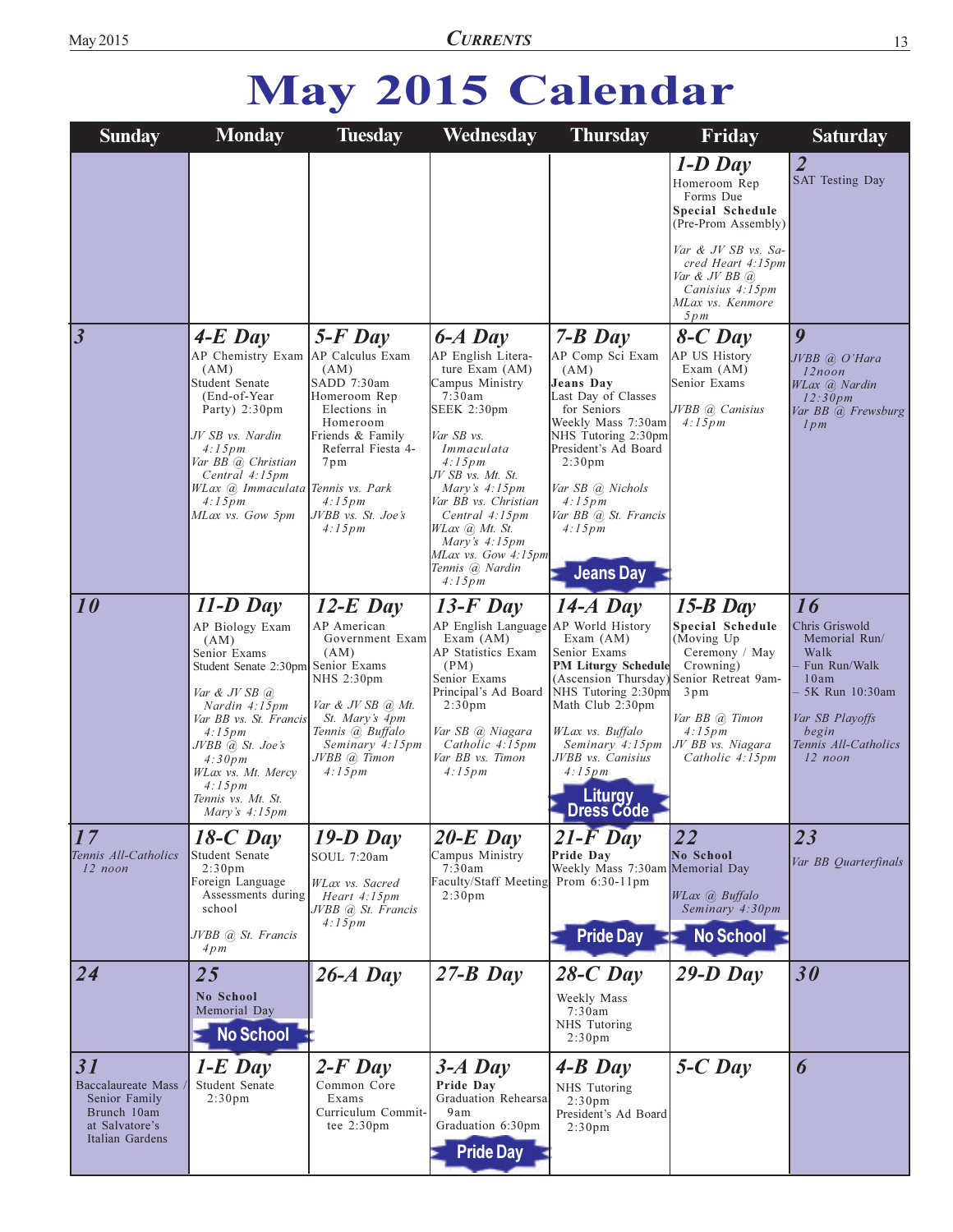# May 2015 Calendar

| Sunday | Monday | Tuesday | Wednesday | Thursday | Friday | Saturday |
|---|---|---|---|---|---|---|
| | | | | | ***1-D Day*** Homeroom Rep Forms Due **Special Schedule** (Pre-Prom Assembly) *Var & JV SB vs. Sacred Heart 4:15pm* *Var & JV BB @ Canisius 4:15pm* *MLax vs. Kenmore 5pm* | ***2*** SAT Testing Day |
| ***3*** | ***4-E Day*** AP Chemistry Exam (AM) Student Senate (End-of-Year Party) 2:30pm *JV SB vs. Nardin 4:15pm* *Var BB @ Christian Central 4:15pm* *WLax @ Immaculata 4:15pm* *MLax vs. Gow 5pm* | ***5-F Day*** AP Calculus Exam (AM) SADD 7:30am Homeroom Rep Elections in Homeroom Friends & Family Referral Fiesta 4-7pm *Tennis vs. Park 4:15pm* *JVBB vs. St. Joe's 4:15pm* | ***6-A Day*** AP English Literature Exam (AM) Campus Ministry 7:30am SEEK 2:30pm *Var SB vs. Immaculata 4:15pm* *JV SB vs. Mt. St. Mary's 4:15pm* *Var BB vs. Christian Central 4:15pm* *WLax @ Mt. St. Mary's 4:15pm* *MLax vs. Gow 4:15pm* *Tennis @ Nardin 4:15pm* | ***7-B Day*** AP Comp Sci Exam (AM) **Jeans Day** Last Day of Classes for Seniors Weekly Mass 7:30am NHS Tutoring 2:30pm President's Ad Board 2:30pm *Var SB @ Nichols 4:15pm* *Var BB @ St. Francis 4:15pm* **Jeans Day** | ***8-C Day*** AP US History Exam (AM) Senior Exams *JVBB @ Canisius 4:15pm* | ***9*** *JVBB @ O'Hara 12noon* *WLax @ Nardin 12:30pm* *Var BB @ Frewsburg 1pm* |
| ***10*** | ***11-D Day*** AP Biology Exam (AM) Senior Exams Student Senate 2:30pm *Var & JV SB @ Nardin 4:15pm* *Var BB vs. St. Francis 4:15pm* *JVBB @ St. Joe's 4:30pm* *WLax vs. Mt. Mercy 4:15pm* *Tennis vs. Mt. St. Mary's 4:15pm* | ***12-E Day*** AP American Government Exam (AM) Senior Exams NHS 2:30pm *Var & JV SB @ Mt. St. Mary's 4pm* *Tennis @ Buffalo Seminary 4:15pm* *JVBB @ Timon 4:15pm* | ***13-F Day*** AP English Language Exam (AM) AP Statistics Exam (PM) Senior Exams Principal's Ad Board 2:30pm *Var SB @ Niagara Catholic 4:15pm* *Var BB vs. Timon 4:15pm* | ***14-A Day*** AP World History Exam (AM) Senior Exams **PM Liturgy Schedule** (Ascension Thursday) NHS Tutoring 2:30pm Math Club 2:30pm *WLax vs. Buffalo Seminary 4:15pm* *JVBB vs. Canisius 4:15pm* **Liturgy Dress Code** | ***15-B Day*** **Special Schedule** (Moving Up Ceremony / May Crowning) Senior Retreat 9am-3pm *Var BB @ Timon 4:15pm* *JV BB vs. Niagara Catholic 4:15pm* | ***16*** Chris Griswold Memorial Run/Walk – Fun Run/Walk 10am – 5K Run 10:30am *Var SB Playoffs begin* *Tennis All-Catholics 12 noon* |
| ***17*** *Tennis All-Catholics 12 noon* | ***18-C Day*** Student Senate 2:30pm Foreign Language Assessments during school *JVBB @ St. Francis 4pm* | ***19-D Day*** SOUL 7:20am *WLax vs. Sacred Heart 4:15pm* *JVBB @ St. Francis 4:15pm* | ***20-E Day*** Campus Ministry 7:30am Faculty/Staff Meeting 2:30pm | ***21-F Day*** **Pride Day** Weekly Mass 7:30am Prom 6:30-11pm **Pride Day** | ***22*** **No School** Memorial Day *WLax @ Buffalo Seminary 4:30pm* **No School** | ***23*** *Var BB Quarterfinals* |
| ***24*** | ***25*** **No School** Memorial Day **No School** | ***26-A Day*** | ***27-B Day*** | ***28-C Day*** Weekly Mass 7:30am NHS Tutoring 2:30pm | ***29-D Day*** | ***30*** |
| ***31*** Baccalaureate Mass / Senior Family Brunch 10am at Salvatore's Italian Gardens | ***1-E Day*** Student Senate 2:30pm | ***2-F Day*** Common Core Exams Curriculum Committee 2:30pm | ***3-A Day*** **Pride Day** Graduation Rehearsal 9am Graduation 6:30pm **Pride Day** | ***4-B Day*** NHS Tutoring 2:30pm President's Ad Board 2:30pm | ***5-C Day*** | ***6*** |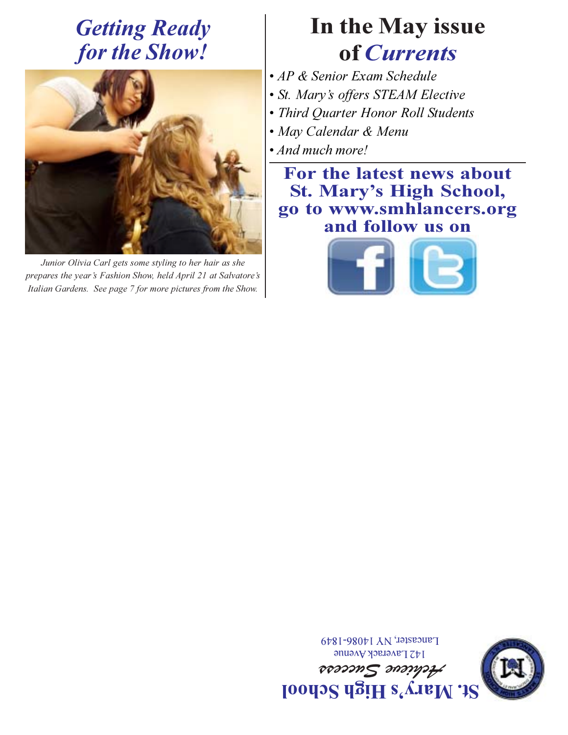## *Getting Ready for the Show!*

*Junior Olivia Carl gets some styling to her hair as she prepares the year's Fashion Show, held April 21 at Salvatore's Italian Gardens. See page 7 for more pictures from the Show.*

## In the May issue of *Currents*

- *AP & Senior Exam Schedule*
- *St. Mary's offers STEAM Elective*
- *Third Quarter Honor Roll Students*
- *May Calendar & Menu*
- *And much more!*

**For the latest news about St. Mary's High School, go to www.smhlancers.org and follow us on**

**St. Mary's High School**

*Achieve Success*

142 Laverack Avenue
Lancaster, NY 14086-1849